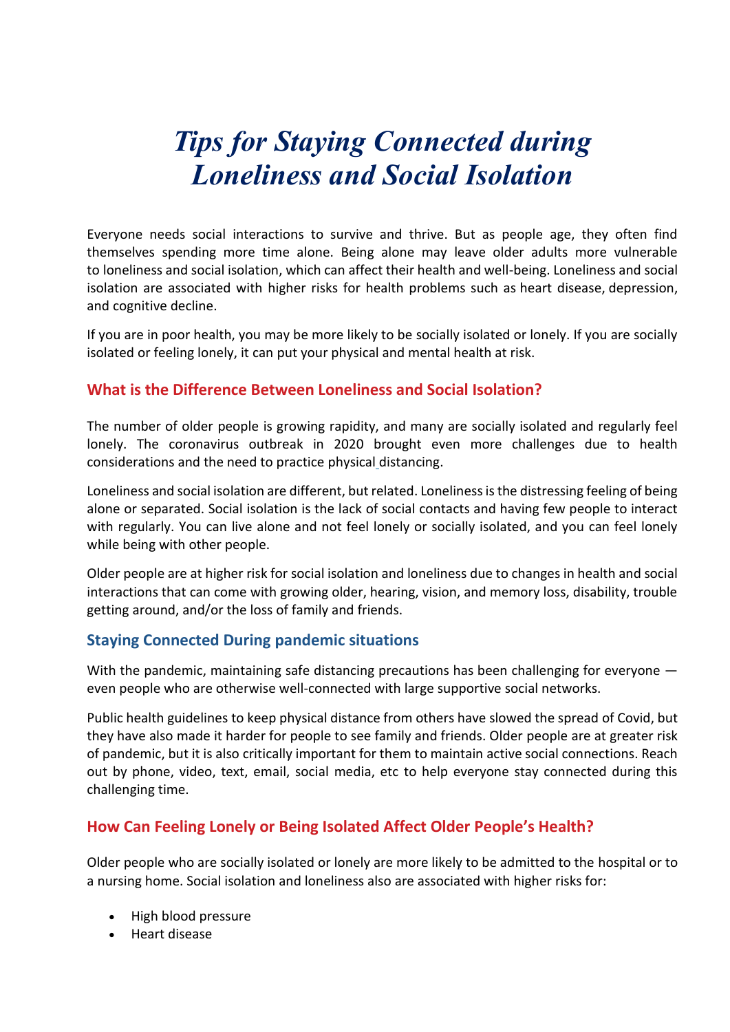# *Tips for Staying Connected during Loneliness and Social Isolation*

Everyone needs social interactions to survive and thrive. But as people age, they often find themselves spending more time alone. Being alone may leave older adults more vulnerable to loneliness and social isolation, which can affect their health and well-being. Loneliness and social isolation are associated with higher risks for health problems such as heart disease, depression, and cognitive decline.

If you are in poor health, you may be more likely to be socially isolated or lonely. If you are socially isolated or feeling lonely, it can put your physical and mental health at risk.

## What is the Difference Between Loneliness and Social Isolation?

The number of older people is growing rapidity, and many are socially isolated and regularly feel lonely. The coronavirus outbreak in 2020 brought even more challenges due to health considerations and the need to practice physical distancing.

Loneliness and social isolation are different, but related. Loneliness is the distressing feeling of being alone or separated. Social isolation is the lack of social contacts and having few people to interact with regularly. You can live alone and not feel lonely or socially isolated, and you can feel lonely while being with other people.

Older people are at higher risk for social isolation and loneliness due to changes in health and social interactions that can come with growing older, hearing, vision, and memory loss, disability, trouble getting around, and/or the loss of family and friends.

## Staying Connected During pandemic situations

With the pandemic, maintaining safe distancing precautions has been challenging for everyone — even people who are otherwise well-connected with large supportive social networks.

Public health guidelines to keep physical distance from others have slowed the spread of Covid, but they have also made it harder for people to see family and friends. Older people are at greater risk of pandemic, but it is also critically important for them to maintain active social connections. Reach out by phone, video, text, email, social media, etc to help everyone stay connected during this challenging time.

## How Can Feeling Lonely or Being Isolated Affect Older People's Health?

Older people who are socially isolated or lonely are more likely to be admitted to the hospital or to a nursing home. Social isolation and loneliness also are associated with higher risks for:

- High blood pressure
- Heart disease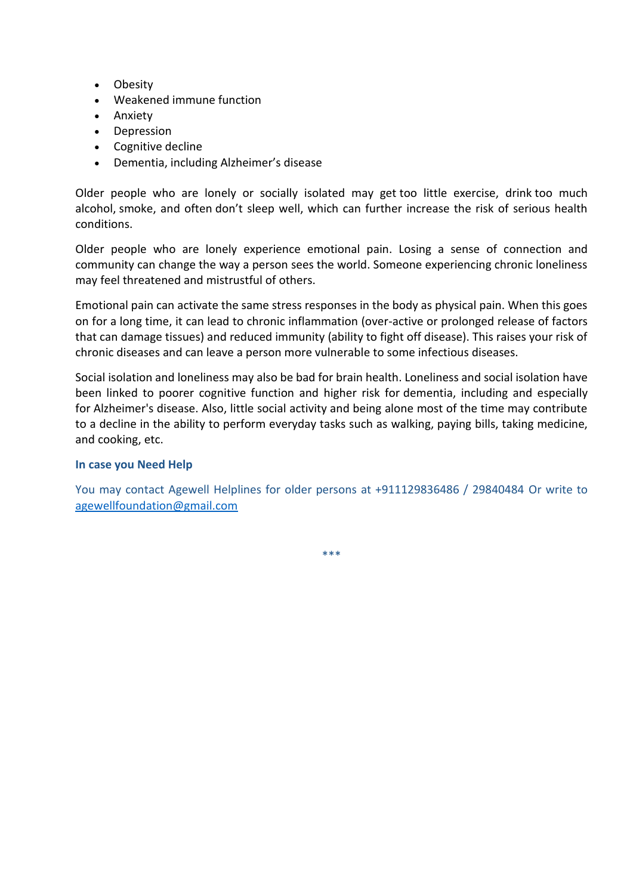- Obesity
- Weakened immune function
- Anxiety
- Depression
- Cognitive decline
- Dementia, including Alzheimer's disease

Older people who are lonely or socially isolated may get too little exercise, drink too much alcohol, smoke, and often don't sleep well, which can further increase the risk of serious health conditions.

Older people who are lonely experience emotional pain. Losing a sense of connection and community can change the way a person sees the world. Someone experiencing chronic loneliness may feel threatened and mistrustful of others.

Emotional pain can activate the same stress responses in the body as physical pain. When this goes on for a long time, it can lead to chronic inflammation (over-active or prolonged release of factors that can damage tissues) and reduced immunity (ability to fight off disease). This raises your risk of chronic diseases and can leave a person more vulnerable to some infectious diseases.

Social isolation and loneliness may also be bad for brain health. Loneliness and social isolation have been linked to poorer cognitive function and higher risk for dementia, including and especially for Alzheimer's disease. Also, little social activity and being alone most of the time may contribute to a decline in the ability to perform everyday tasks such as walking, paying bills, taking medicine, and cooking, etc.

**In case you Need Help**

You may contact Agewell Helplines for older persons at +911129836486 / 29840484 Or write to agewellfoundation@gmail.com

***